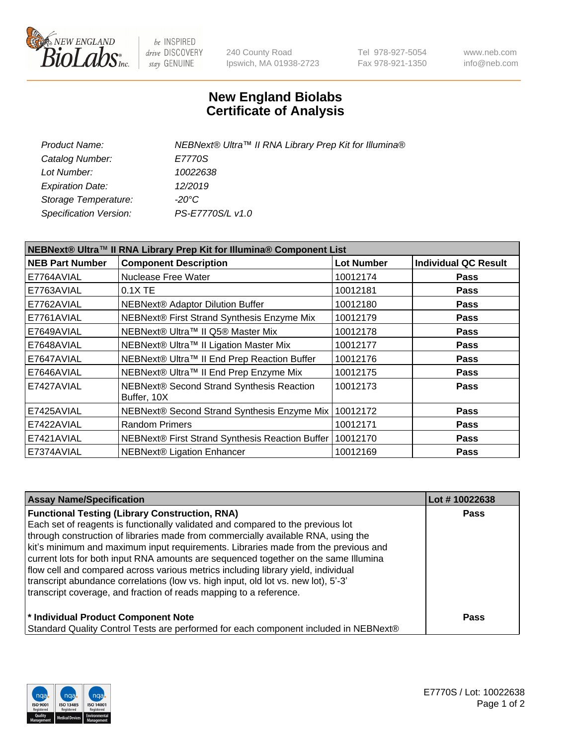240 County Road
Ipswich, MA 01938-2723

Tel 978-927-5054
Fax 978-921-1350

www.neb.com
info@neb.com

# New England Biolabs
# Certificate of Analysis

| | |
|---|---|
| *Product Name:* | *NEBNext® Ultra™ II RNA Library Prep Kit for Illumina®* |
| *Catalog Number:* | *E7770S* |
| *Lot Number:* | *10022638* |
| *Expiration Date:* | *12/2019* |
| *Storage Temperature:* | *-20°C* |
| *Specification Version:* | *PS-E7770S/L v1.0* |

| NEBNext® Ultra™ II RNA Library Prep Kit for Illumina® Component List | | | |
|---|---|---|---|
| **NEB Part Number** | **Component Description** | **Lot Number** | **Individual QC Result** |
| E7764AVIAL | Nuclease Free Water | 10012174 | **Pass** |
| E7763AVIAL | 0.1X TE | 10012181 | **Pass** |
| E7762AVIAL | NEBNext® Adaptor Dilution Buffer | 10012180 | **Pass** |
| E7761AVIAL | NEBNext® First Strand Synthesis Enzyme Mix | 10012179 | **Pass** |
| E7649AVIAL | NEBNext® Ultra™ II Q5® Master Mix | 10012178 | **Pass** |
| E7648AVIAL | NEBNext® Ultra™ II Ligation Master Mix | 10012177 | **Pass** |
| E7647AVIAL | NEBNext® Ultra™ II End Prep Reaction Buffer | 10012176 | **Pass** |
| E7646AVIAL | NEBNext® Ultra™ II End Prep Enzyme Mix | 10012175 | **Pass** |
| E7427AVIAL | NEBNext® Second Strand Synthesis Reaction Buffer, 10X | 10012173 | **Pass** |
| E7425AVIAL | NEBNext® Second Strand Synthesis Enzyme Mix | 10012172 | **Pass** |
| E7422AVIAL | Random Primers | 10012171 | **Pass** |
| E7421AVIAL | NEBNext® First Strand Synthesis Reaction Buffer | 10012170 | **Pass** |
| E7374AVIAL | NEBNext® Ligation Enhancer | 10012169 | **Pass** |

| Assay Name/Specification | Lot # 10022638 |
|---|---|
| **Functional Testing (Library Construction, RNA)**<br>Each set of reagents is functionally validated and compared to the previous lot through construction of libraries made from commercially available RNA, using the kit's minimum and maximum input requirements. Libraries made from the previous and current lots for both input RNA amounts are sequenced together on the same Illumina flow cell and compared across various metrics including library yield, individual transcript abundance correlations (low vs. high input, old lot vs. new lot), 5'-3' transcript coverage, and fraction of reads mapping to a reference. | **Pass** |
| **\* Individual Product Component Note**<br>Standard Quality Control Tests are performed for each component included in NEBNext® | **Pass** |

E7770S / Lot: 10022638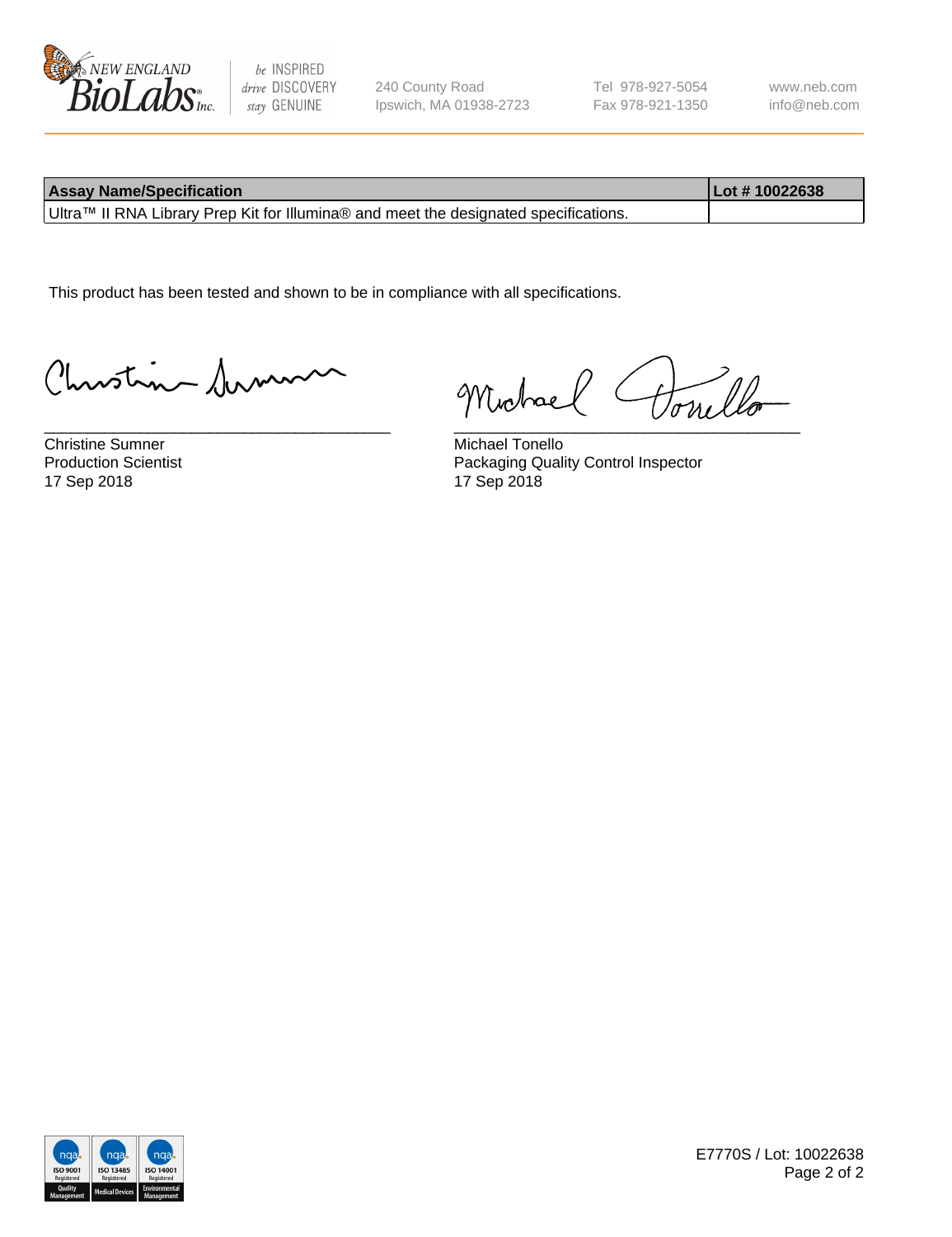| Assay Name/Specification | Lot # 10022638 |
| --- | --- |
| Ultra™ II RNA Library Prep Kit for Illumina® and meet the designated specifications. | |

This product has been tested and shown to be in compliance with all specifications.

Christine Sumner
Production Scientist
17 Sep 2018

Michael Tonello
Packaging Quality Control Inspector
17 Sep 2018

E7770S / Lot: 10022638